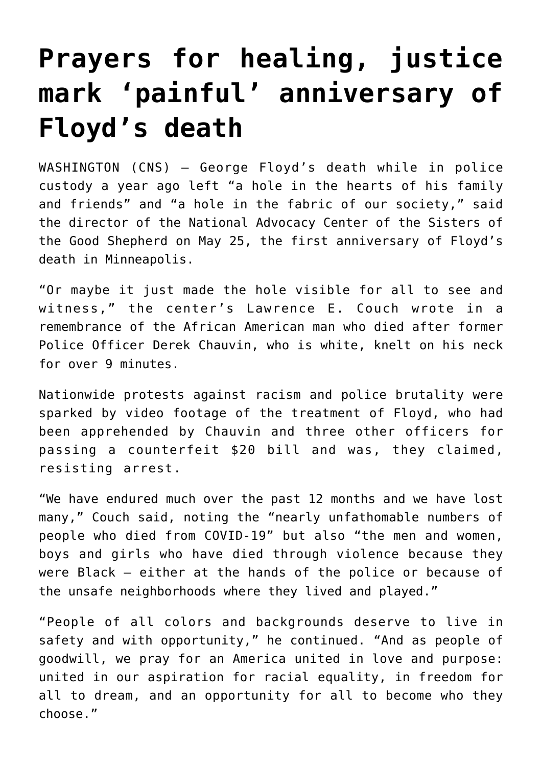# Prayers for healing, justice mark 'painful' anniversary of Floyd's death

WASHINGTON (CNS) — George Floyd's death while in police custody a year ago left "a hole in the hearts of his family and friends" and "a hole in the fabric of our society," said the director of the National Advocacy Center of the Sisters of the Good Shepherd on May 25, the first anniversary of Floyd's death in Minneapolis.

"Or maybe it just made the hole visible for all to see and witness," the center's Lawrence E. Couch wrote in a remembrance of the African American man who died after former Police Officer Derek Chauvin, who is white, knelt on his neck for over 9 minutes.

Nationwide protests against racism and police brutality were sparked by video footage of the treatment of Floyd, who had been apprehended by Chauvin and three other officers for passing a counterfeit $20 bill and was, they claimed, resisting arrest.

"We have endured much over the past 12 months and we have lost many," Couch said, noting the "nearly unfathomable numbers of people who died from COVID-19" but also "the men and women, boys and girls who have died through violence because they were Black — either at the hands of the police or because of the unsafe neighborhoods where they lived and played."

"People of all colors and backgrounds deserve to live in safety and with opportunity," he continued. "And as people of goodwill, we pray for an America united in love and purpose: united in our aspiration for racial equality, in freedom for all to dream, and an opportunity for all to become who they choose."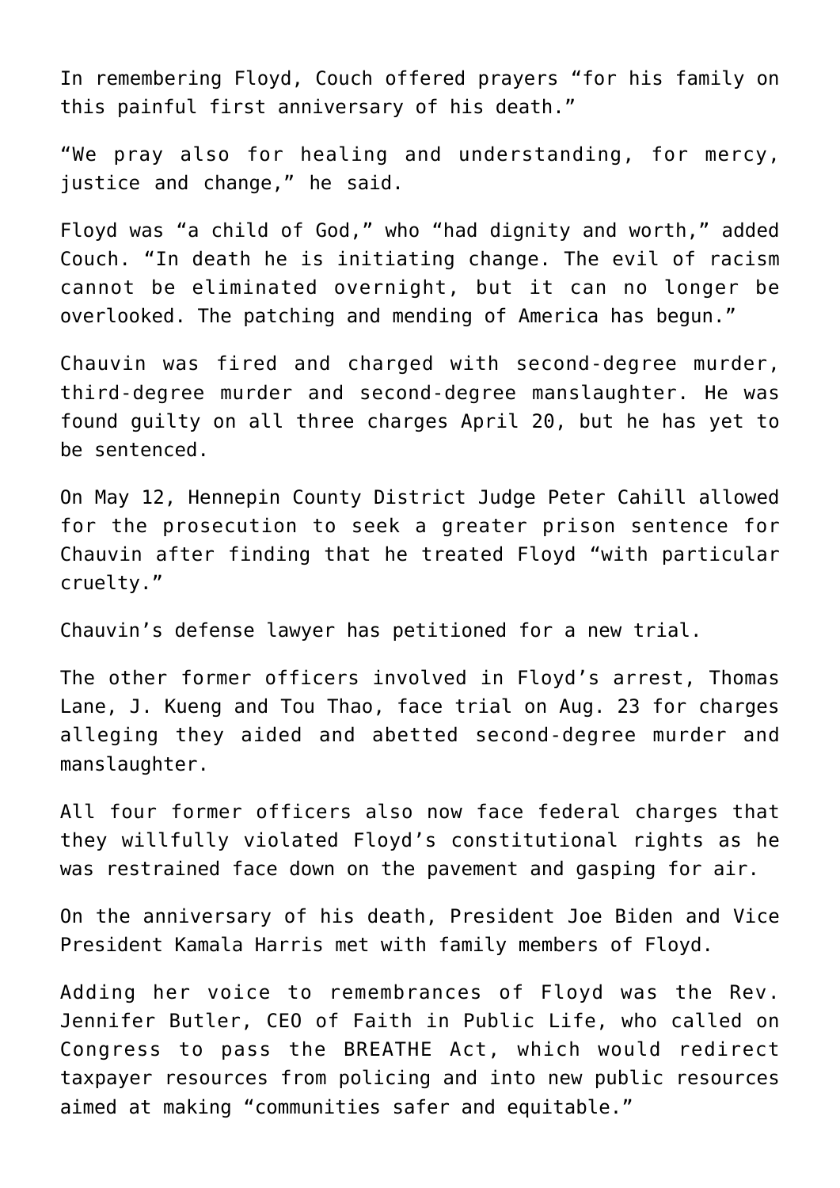In remembering Floyd, Couch offered prayers "for his family on this painful first anniversary of his death."

"We pray also for healing and understanding, for mercy, justice and change," he said.

Floyd was "a child of God," who "had dignity and worth," added Couch. "In death he is initiating change. The evil of racism cannot be eliminated overnight, but it can no longer be overlooked. The patching and mending of America has begun."

Chauvin was fired and charged with second-degree murder, third-degree murder and second-degree manslaughter. He was found guilty on all three charges April 20, but he has yet to be sentenced.

On May 12, Hennepin County District Judge Peter Cahill allowed for the prosecution to seek a greater prison sentence for Chauvin after finding that he treated Floyd "with particular cruelty."

Chauvin's defense lawyer has petitioned for a new trial.

The other former officers involved in Floyd's arrest, Thomas Lane, J. Kueng and Tou Thao, face trial on Aug. 23 for charges alleging they aided and abetted second-degree murder and manslaughter.

All four former officers also now face federal charges that they willfully violated Floyd's constitutional rights as he was restrained face down on the pavement and gasping for air.

On the anniversary of his death, President Joe Biden and Vice President Kamala Harris met with family members of Floyd.

Adding her voice to remembrances of Floyd was the Rev. Jennifer Butler, CEO of Faith in Public Life, who called on Congress to pass the BREATHE Act, which would redirect taxpayer resources from policing and into new public resources aimed at making "communities safer and equitable."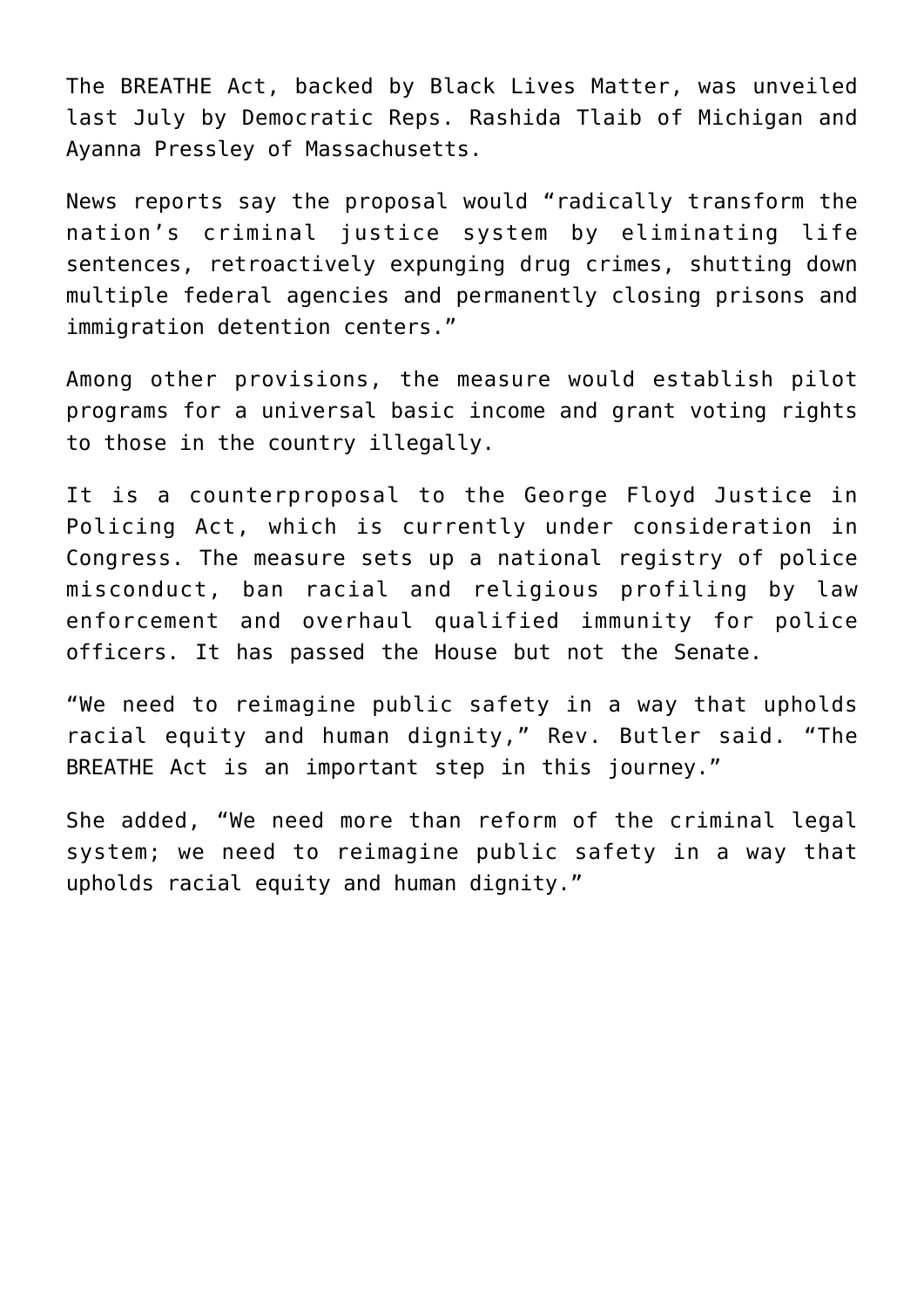The BREATHE Act, backed by Black Lives Matter, was unveiled last July by Democratic Reps. Rashida Tlaib of Michigan and Ayanna Pressley of Massachusetts.

News reports say the proposal would "radically transform the nation's criminal justice system by eliminating life sentences, retroactively expunging drug crimes, shutting down multiple federal agencies and permanently closing prisons and immigration detention centers."

Among other provisions, the measure would establish pilot programs for a universal basic income and grant voting rights to those in the country illegally.

It is a counterproposal to the George Floyd Justice in Policing Act, which is currently under consideration in Congress. The measure sets up a national registry of police misconduct, ban racial and religious profiling by law enforcement and overhaul qualified immunity for police officers. It has passed the House but not the Senate.

"We need to reimagine public safety in a way that upholds racial equity and human dignity," Rev. Butler said. "The BREATHE Act is an important step in this journey."

She added, "We need more than reform of the criminal legal system; we need to reimagine public safety in a way that upholds racial equity and human dignity."